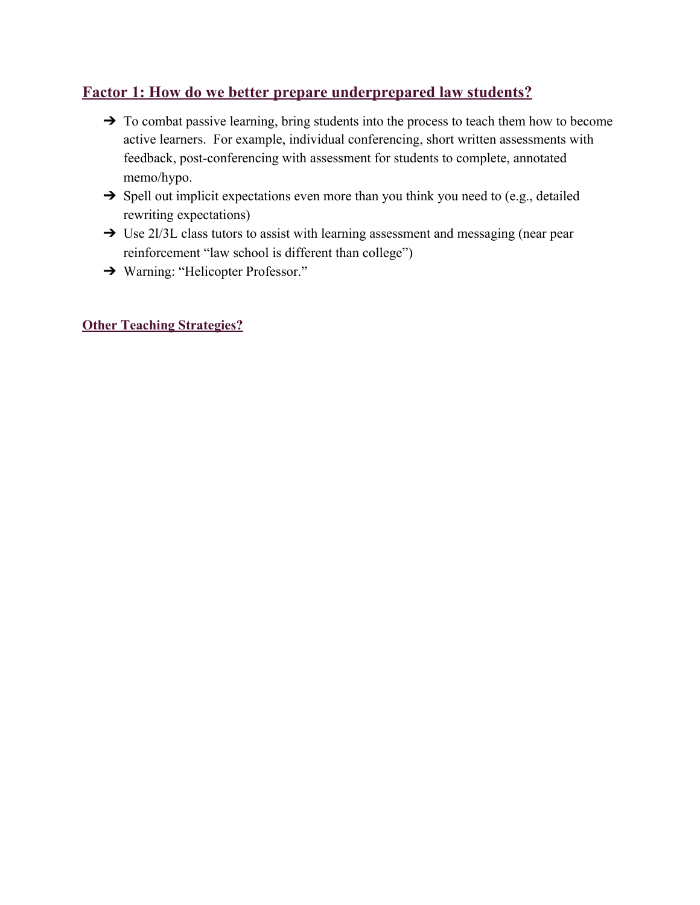## **Factor 1: How do we better prepare underprepared law students?**

- To combat passive learning, bring students into the process to teach them how to become active learners. For example, individual conferencing, short written assessments with feedback, post-conferencing with assessment for students to complete, annotated memo/hypo.
- Spell out implicit expectations even more than you think you need to (e.g., detailed rewriting expectations)
- Use 2l/3L class tutors to assist with learning assessment and messaging (near pear reinforcement "law school is different than college")
- Warning: "Helicopter Professor."

**Other Teaching Strategies?**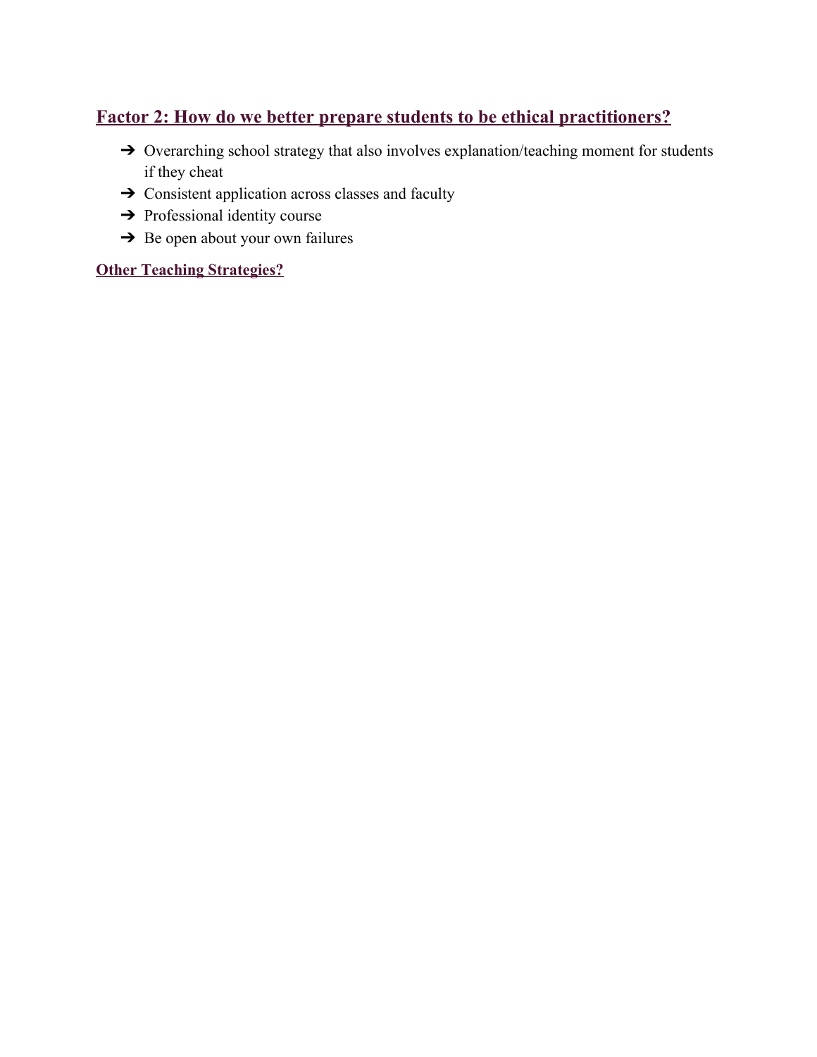## Factor 2: How do we better prepare students to be ethical practitioners?

- Overarching school strategy that also involves explanation/teaching moment for students if they cheat
- Consistent application across classes and faculty
- Professional identity course
- Be open about your own failures

### Other Teaching Strategies?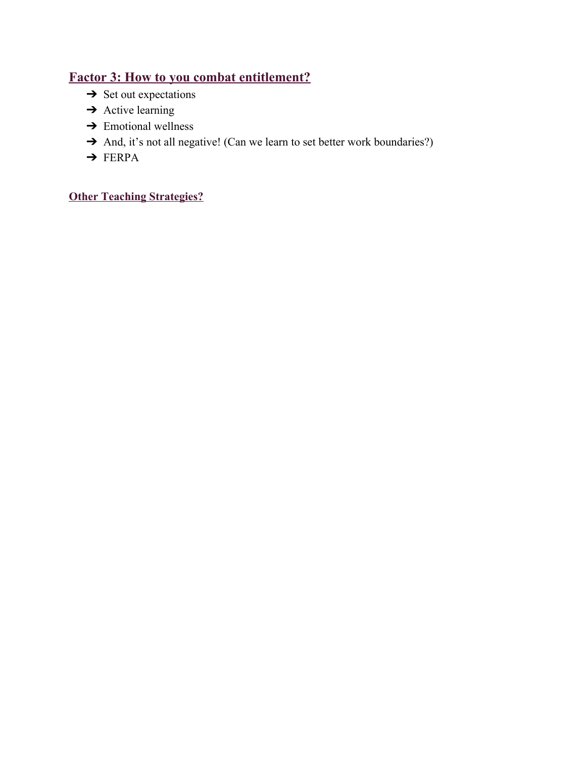## **Factor 3: How to you combat entitlement?**

- ➔ Set out expectations
- ➔ Active learning
- ➔ Emotional wellness
- ➔ And, it's not all negative! (Can we learn to set better work boundaries?)
- ➔ FERPA

### **Other Teaching Strategies?**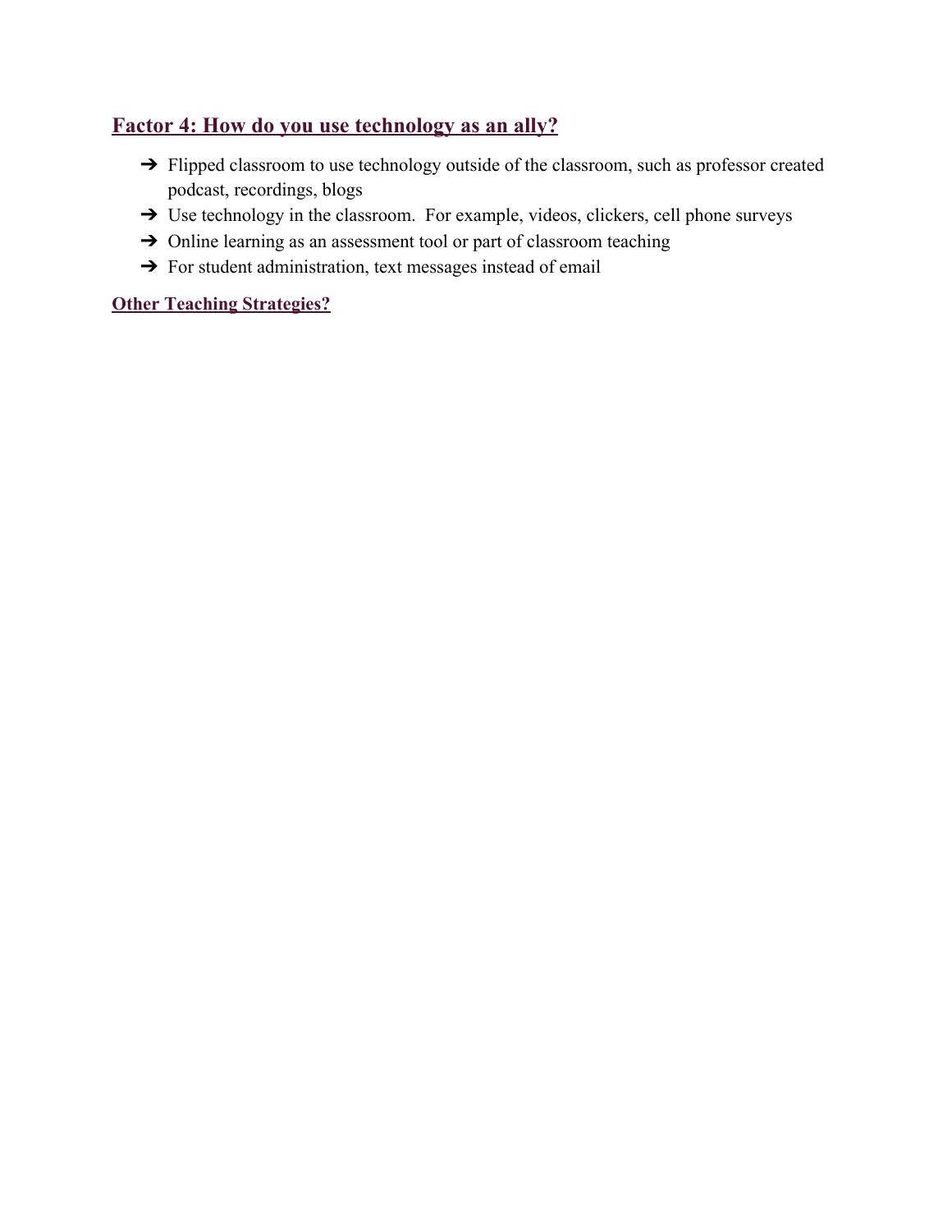## Factor 4: How do you use technology as an ally?

- Flipped classroom to use technology outside of the classroom, such as professor created podcast, recordings, blogs
- Use technology in the classroom.  For example, videos, clickers, cell phone surveys
- Online learning as an assessment tool or part of classroom teaching
- For student administration, text messages instead of email

### Other Teaching Strategies?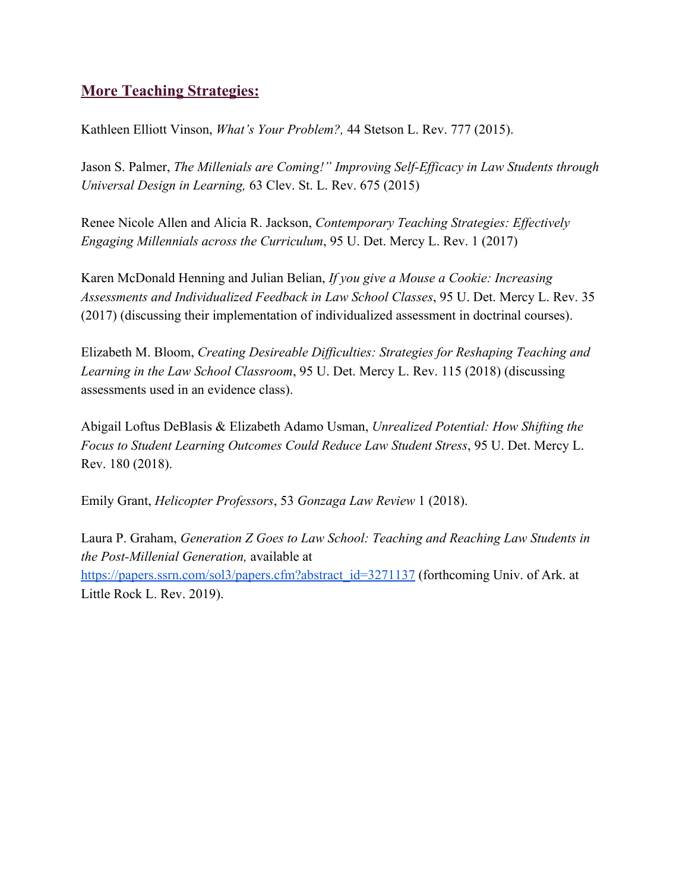## **More Teaching Strategies:**

Kathleen Elliott Vinson, *What's Your Problem?,* 44 Stetson L. Rev. 777 (2015).

Jason S. Palmer, *The Millenials are Coming!" Improving Self-Efficacy in Law Students through Universal Design in Learning,* 63 Clev. St. L. Rev. 675 (2015)

Renee Nicole Allen and Alicia R. Jackson, *Contemporary Teaching Strategies: Effectively Engaging Millennials across the Curriculum*, 95 U. Det. Mercy L. Rev. 1 (2017)

Karen McDonald Henning and Julian Belian, *If you give a Mouse a Cookie: Increasing Assessments and Individualized Feedback in Law School Classes*, 95 U. Det. Mercy L. Rev. 35 (2017) (discussing their implementation of individualized assessment in doctrinal courses).

Elizabeth M. Bloom, *Creating Desireable Difficulties: Strategies for Reshaping Teaching and Learning in the Law School Classroom*, 95 U. Det. Mercy L. Rev. 115 (2018) (discussing assessments used in an evidence class).

Abigail Loftus DeBlasis & Elizabeth Adamo Usman, *Unrealized Potential: How Shifting the Focus to Student Learning Outcomes Could Reduce Law Student Stress*, 95 U. Det. Mercy L. Rev. 180 (2018).

Emily Grant, *Helicopter Professors*, 53 *Gonzaga Law Review* 1 (2018).

Laura P. Graham, *Generation Z Goes to Law School: Teaching and Reaching Law Students in the Post-Millenial Generation,* available at [https://papers.ssrn.com/sol3/papers.cfm?abstract_id=3271137](https://papers.ssrn.com/sol3/papers.cfm?abstract_id=3271137) (forthcoming Univ. of Ark. at Little Rock L. Rev. 2019).